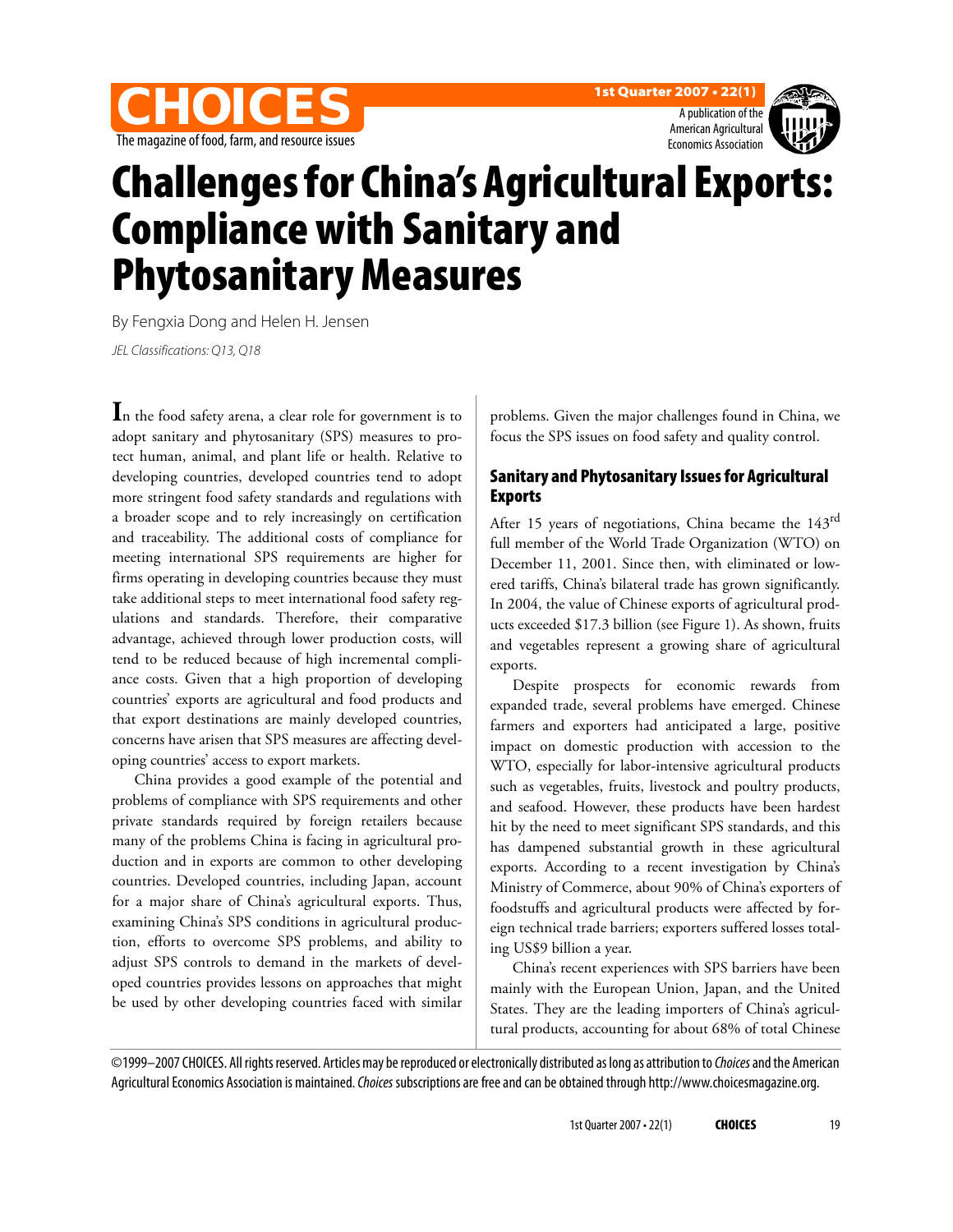# Challenges for China's Agricultural Exports: Compliance with Sanitary and Phytosanitary Measures

By Fengxia Dong and Helen H. Jensen

*JEL Classifications: Q13, Q18*

In the food safety arena, a clear role for government is to adopt sanitary and phytosanitary (SPS) measures to protect human, animal, and plant life or health. Relative to developing countries, developed countries tend to adopt more stringent food safety standards and regulations with a broader scope and to rely increasingly on certification and traceability. The additional costs of compliance for meeting international SPS requirements are higher for firms operating in developing countries because they must take additional steps to meet international food safety regulations and standards. Therefore, their comparative advantage, achieved through lower production costs, will tend to be reduced because of high incremental compliance costs. Given that a high proportion of developing countries' exports are agricultural and food products and that export destinations are mainly developed countries, concerns have arisen that SPS measures are affecting developing countries' access to export markets.

China provides a good example of the potential and problems of compliance with SPS requirements and other private standards required by foreign retailers because many of the problems China is facing in agricultural production and in exports are common to other developing countries. Developed countries, including Japan, account for a major share of China's agricultural exports. Thus, examining China's SPS conditions in agricultural production, efforts to overcome SPS problems, and ability to adjust SPS controls to demand in the markets of developed countries provides lessons on approaches that might be used by other developing countries faced with similar problems. Given the major challenges found in China, we focus the SPS issues on food safety and quality control.

## Sanitary and Phytosanitary Issues for Agricultural Exports

After 15 years of negotiations, China became the 143rd full member of the World Trade Organization (WTO) on December 11, 2001. Since then, with eliminated or lowered tariffs, China's bilateral trade has grown significantly. In 2004, the value of Chinese exports of agricultural products exceeded $17.3 billion (see Figure 1). As shown, fruits and vegetables represent a growing share of agricultural exports.

Despite prospects for economic rewards from expanded trade, several problems have emerged. Chinese farmers and exporters had anticipated a large, positive impact on domestic production with accession to the WTO, especially for labor-intensive agricultural products such as vegetables, fruits, livestock and poultry products, and seafood. However, these products have been hardest hit by the need to meet significant SPS standards, and this has dampened substantial growth in these agricultural exports. According to a recent investigation by China's Ministry of Commerce, about 90% of China's exporters of foodstuffs and agricultural products were affected by foreign technical trade barriers; exporters suffered losses totaling US$9 billion a year.

China's recent experiences with SPS barriers have been mainly with the European Union, Japan, and the United States. They are the leading importers of China's agricultural products, accounting for about 68% of total Chinese

©1999–2007 CHOICES. All rights reserved. Articles may be reproduced or electronically distributed as long as attribution to *Choices* and the American Agricultural Economics Association is maintained. *Choices* subscriptions are free and can be obtained through http://www.choicesmagazine.org.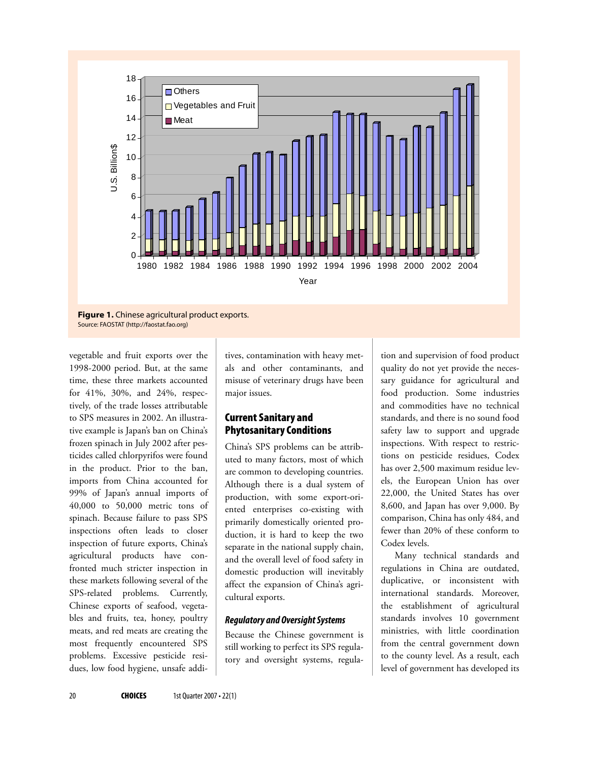**Figure 1.** Chinese agricultural product exports.
Source: FAOSTAT (http://faostat.fao.org)

vegetable and fruit exports over the 1998-2000 period. But, at the same time, these three markets accounted for 41%, 30%, and 24%, respectively, of the trade losses attributable to SPS measures in 2002. An illustrative example is Japan's ban on China's frozen spinach in July 2002 after pesticides called chlorpyrifos were found in the product. Prior to the ban, imports from China accounted for 99% of Japan's annual imports of 40,000 to 50,000 metric tons of spinach. Because failure to pass SPS inspections often leads to closer inspection of future exports, China's agricultural products have confronted much stricter inspection in these markets following several of the SPS-related problems. Currently, Chinese exports of seafood, vegetables and fruits, tea, honey, poultry meats, and red meats are creating the most frequently encountered SPS problems. Excessive pesticide residues, low food hygiene, unsafe additives, contamination with heavy metals and other contaminants, and misuse of veterinary drugs have been major issues.

## Current Sanitary and Phytosanitary Conditions

China's SPS problems can be attributed to many factors, most of which are common to developing countries. Although there is a dual system of production, with some export-oriented enterprises co-existing with primarily domestically oriented production, it is hard to keep the two separate in the national supply chain, and the overall level of food safety in domestic production will inevitably affect the expansion of China's agricultural exports.

### *Regulatory and Oversight Systems*

Because the Chinese government is still working to perfect its SPS regulatory and oversight systems, regulation and supervision of food product quality do not yet provide the necessary guidance for agricultural and food production. Some industries and commodities have no technical standards, and there is no sound food safety law to support and upgrade inspections. With respect to restrictions on pesticide residues, Codex has over 2,500 maximum residue levels, the European Union has over 22,000, the United States has over 8,600, and Japan has over 9,000. By comparison, China has only 484, and fewer than 20% of these conform to Codex levels.

Many technical standards and regulations in China are outdated, duplicative, or inconsistent with international standards. Moreover, the establishment of agricultural standards involves 10 government ministries, with little coordination from the central government down to the county level. As a result, each level of government has developed its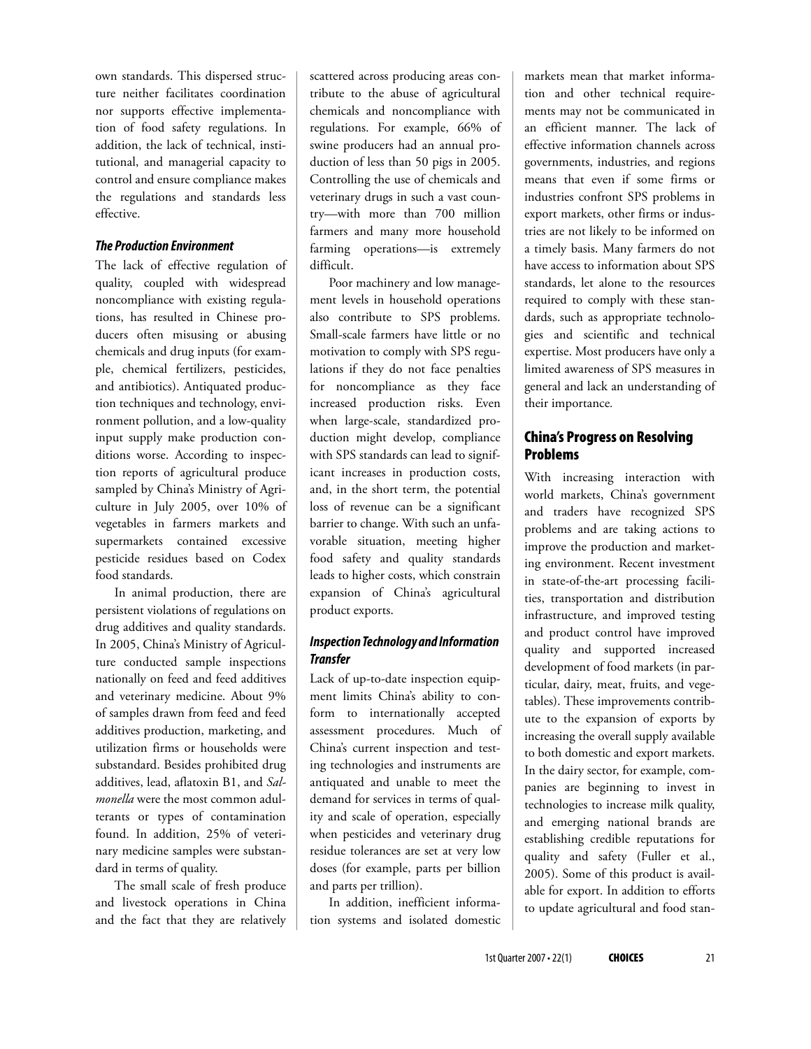own standards. This dispersed structure neither facilitates coordination nor supports effective implementation of food safety regulations. In addition, the lack of technical, institutional, and managerial capacity to control and ensure compliance makes the regulations and standards less effective.

### *The Production Environment*

The lack of effective regulation of quality, coupled with widespread noncompliance with existing regulations, has resulted in Chinese producers often misusing or abusing chemicals and drug inputs (for example, chemical fertilizers, pesticides, and antibiotics). Antiquated production techniques and technology, environment pollution, and a low-quality input supply make production conditions worse. According to inspection reports of agricultural produce sampled by China's Ministry of Agriculture in July 2005, over 10% of vegetables in farmers markets and supermarkets contained excessive pesticide residues based on Codex food standards.

In animal production, there are persistent violations of regulations on drug additives and quality standards. In 2005, China's Ministry of Agriculture conducted sample inspections nationally on feed and feed additives and veterinary medicine. About 9% of samples drawn from feed and feed additives production, marketing, and utilization firms or households were substandard. Besides prohibited drug additives, lead, aflatoxin B1, and *Salmonella* were the most common adulterants or types of contamination found. In addition, 25% of veterinary medicine samples were substandard in terms of quality.

The small scale of fresh produce and livestock operations in China and the fact that they are relatively scattered across producing areas contribute to the abuse of agricultural chemicals and noncompliance with regulations. For example, 66% of swine producers had an annual production of less than 50 pigs in 2005. Controlling the use of chemicals and veterinary drugs in such a vast country—with more than 700 million farmers and many more household farming operations—is extremely difficult.

Poor machinery and low management levels in household operations also contribute to SPS problems. Small-scale farmers have little or no motivation to comply with SPS regulations if they do not face penalties for noncompliance as they face increased production risks. Even when large-scale, standardized production might develop, compliance with SPS standards can lead to significant increases in production costs, and, in the short term, the potential loss of revenue can be a significant barrier to change. With such an unfavorable situation, meeting higher food safety and quality standards leads to higher costs, which constrain expansion of China's agricultural product exports.

### *Inspection Technology and Information Transfer*

Lack of up-to-date inspection equipment limits China's ability to conform to internationally accepted assessment procedures. Much of China's current inspection and testing technologies and instruments are antiquated and unable to meet the demand for services in terms of quality and scale of operation, especially when pesticides and veterinary drug residue tolerances are set at very low doses (for example, parts per billion and parts per trillion).

In addition, inefficient information systems and isolated domestic markets mean that market information and other technical requirements may not be communicated in an efficient manner. The lack of effective information channels across governments, industries, and regions means that even if some firms or industries confront SPS problems in export markets, other firms or industries are not likely to be informed on a timely basis. Many farmers do not have access to information about SPS standards, let alone to the resources required to comply with these standards, such as appropriate technologies and scientific and technical expertise. Most producers have only a limited awareness of SPS measures in general and lack an understanding of their importance.

## China's Progress on Resolving Problems

With increasing interaction with world markets, China's government and traders have recognized SPS problems and are taking actions to improve the production and marketing environment. Recent investment in state-of-the-art processing facilities, transportation and distribution infrastructure, and improved testing and product control have improved quality and supported increased development of food markets (in particular, dairy, meat, fruits, and vegetables). These improvements contribute to the expansion of exports by increasing the overall supply available to both domestic and export markets. In the dairy sector, for example, companies are beginning to invest in technologies to increase milk quality, and emerging national brands are establishing credible reputations for quality and safety (Fuller et al., 2005). Some of this product is available for export. In addition to efforts to update agricultural and food stan-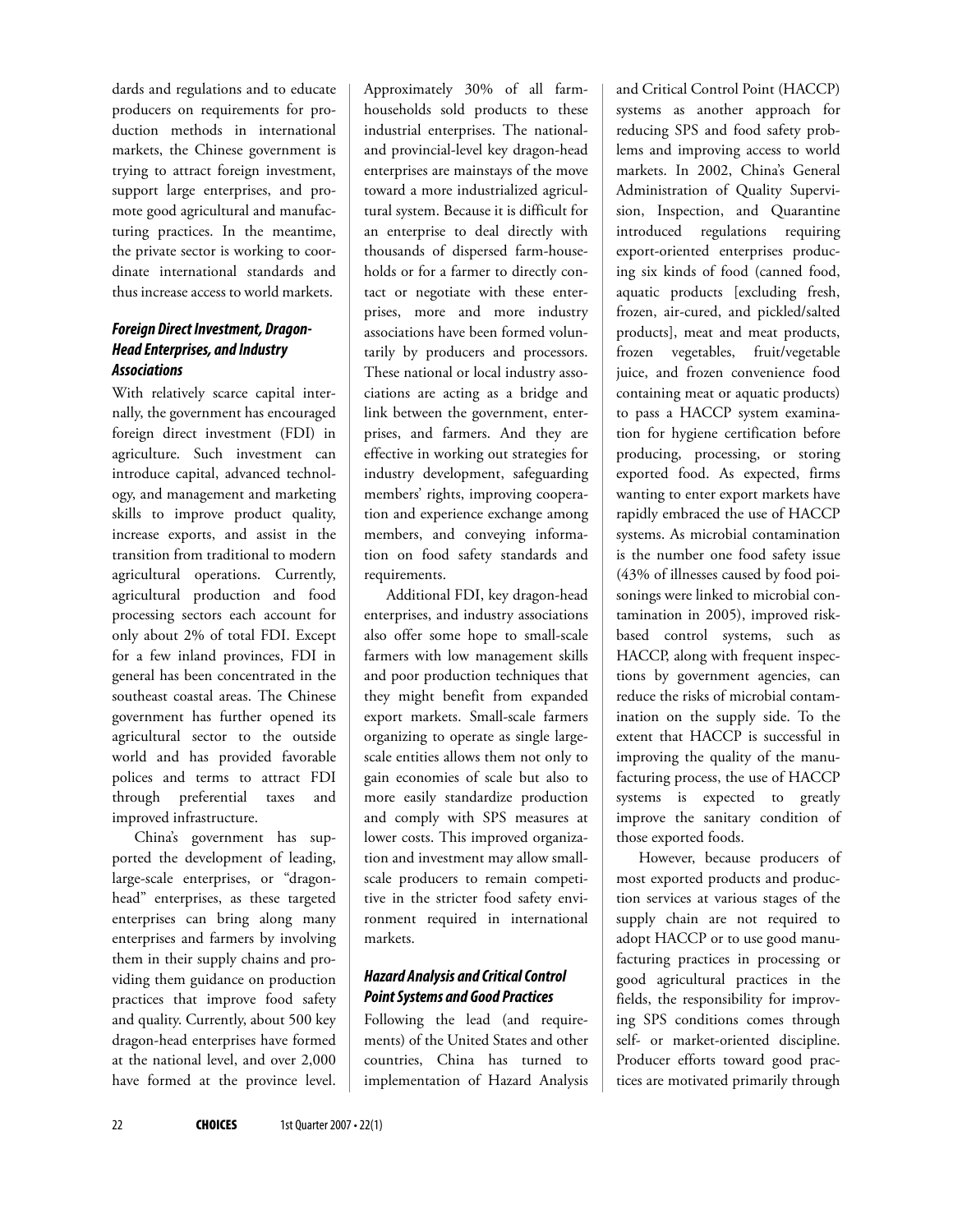dards and regulations and to educate producers on requirements for production methods in international markets, the Chinese government is trying to attract foreign investment, support large enterprises, and promote good agricultural and manufacturing practices. In the meantime, the private sector is working to coordinate international standards and thus increase access to world markets.

### *Foreign Direct Investment, Dragon-Head Enterprises, and Industry Associations*

With relatively scarce capital internally, the government has encouraged foreign direct investment (FDI) in agriculture. Such investment can introduce capital, advanced technology, and management and marketing skills to improve product quality, increase exports, and assist in the transition from traditional to modern agricultural operations. Currently, agricultural production and food processing sectors each account for only about 2% of total FDI. Except for a few inland provinces, FDI in general has been concentrated in the southeast coastal areas. The Chinese government has further opened its agricultural sector to the outside world and has provided favorable polices and terms to attract FDI through preferential taxes and improved infrastructure.

China's government has supported the development of leading, large-scale enterprises, or "dragon-head" enterprises, as these targeted enterprises can bring along many enterprises and farmers by involving them in their supply chains and providing them guidance on production practices that improve food safety and quality. Currently, about 500 key dragon-head enterprises have formed at the national level, and over 2,000 have formed at the province level. Approximately 30% of all farm-households sold products to these industrial enterprises. The national- and provincial-level key dragon-head enterprises are mainstays of the move toward a more industrialized agricultural system. Because it is difficult for an enterprise to deal directly with thousands of dispersed farm-households or for a farmer to directly contact or negotiate with these enterprises, more and more industry associations have been formed voluntarily by producers and processors. These national or local industry associations are acting as a bridge and link between the government, enterprises, and farmers. And they are effective in working out strategies for industry development, safeguarding members' rights, improving cooperation and experience exchange among members, and conveying information on food safety standards and requirements.

Additional FDI, key dragon-head enterprises, and industry associations also offer some hope to small-scale farmers with low management skills and poor production techniques that they might benefit from expanded export markets. Small-scale farmers organizing to operate as single large-scale entities allows them not only to gain economies of scale but also to more easily standardize production and comply with SPS measures at lower costs. This improved organization and investment may allow small-scale producers to remain competitive in the stricter food safety environment required in international markets.

### *Hazard Analysis and Critical Control Point Systems and Good Practices*

Following the lead (and requirements) of the United States and other countries, China has turned to implementation of Hazard Analysis and Critical Control Point (HACCP) systems as another approach for reducing SPS and food safety problems and improving access to world markets. In 2002, China's General Administration of Quality Supervision, Inspection, and Quarantine introduced regulations requiring export-oriented enterprises producing six kinds of food (canned food, aquatic products [excluding fresh, frozen, air-cured, and pickled/salted products], meat and meat products, frozen vegetables, fruit/vegetable juice, and frozen convenience food containing meat or aquatic products) to pass a HACCP system examination for hygiene certification before producing, processing, or storing exported food. As expected, firms wanting to enter export markets have rapidly embraced the use of HACCP systems. As microbial contamination is the number one food safety issue (43% of illnesses caused by food poisonings were linked to microbial contamination in 2005), improved risk-based control systems, such as HACCP, along with frequent inspections by government agencies, can reduce the risks of microbial contamination on the supply side. To the extent that HACCP is successful in improving the quality of the manufacturing process, the use of HACCP systems is expected to greatly improve the sanitary condition of those exported foods.

However, because producers of most exported products and production services at various stages of the supply chain are not required to adopt HACCP or to use good manufacturing practices in processing or good agricultural practices in the fields, the responsibility for improving SPS conditions comes through self- or market-oriented discipline. Producer efforts toward good practices are motivated primarily through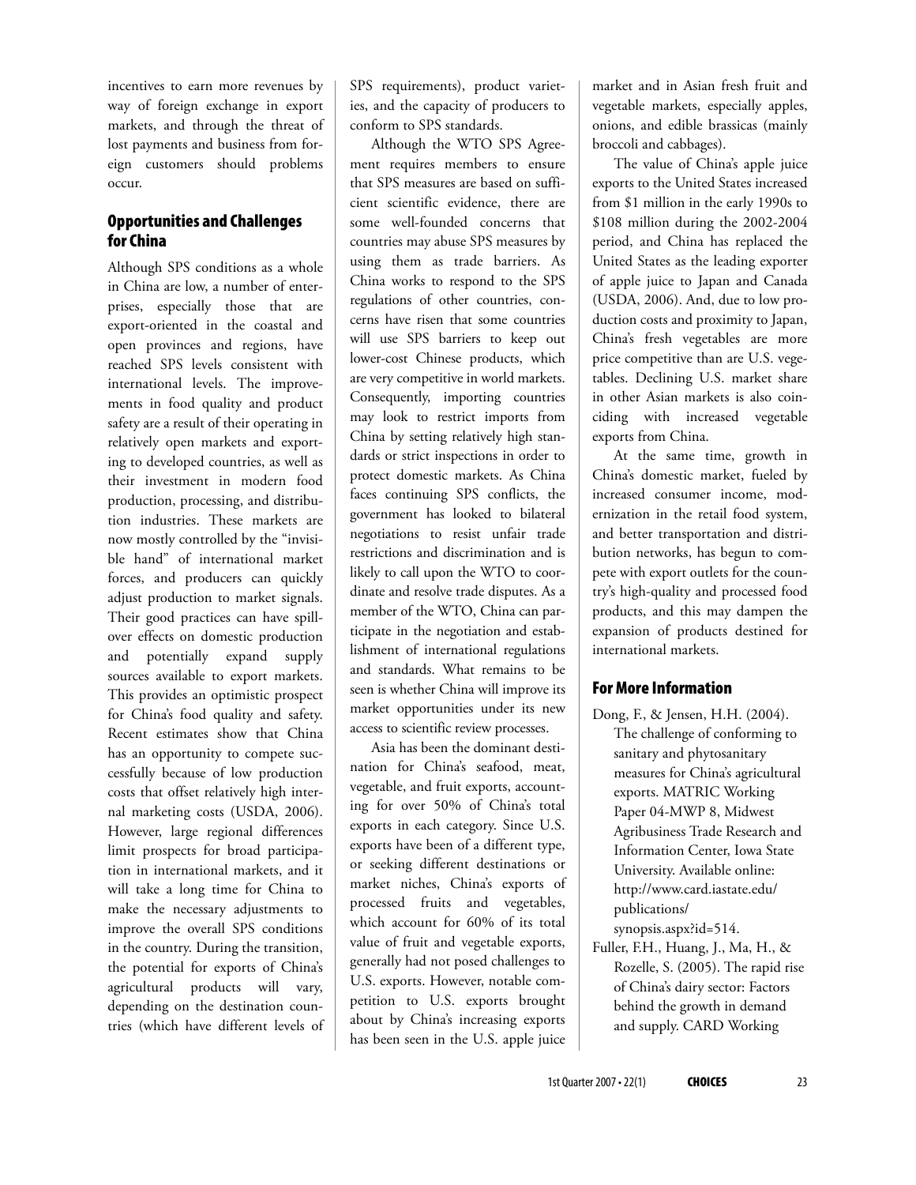incentives to earn more revenues by way of foreign exchange in export markets, and through the threat of lost payments and business from foreign customers should problems occur.

## Opportunities and Challenges for China

Although SPS conditions as a whole in China are low, a number of enterprises, especially those that are export-oriented in the coastal and open provinces and regions, have reached SPS levels consistent with international levels. The improvements in food quality and product safety are a result of their operating in relatively open markets and exporting to developed countries, as well as their investment in modern food production, processing, and distribution industries. These markets are now mostly controlled by the "invisible hand" of international market forces, and producers can quickly adjust production to market signals. Their good practices can have spillover effects on domestic production and potentially expand supply sources available to export markets. This provides an optimistic prospect for China's food quality and safety. Recent estimates show that China has an opportunity to compete successfully because of low production costs that offset relatively high internal marketing costs (USDA, 2006). However, large regional differences limit prospects for broad participation in international markets, and it will take a long time for China to make the necessary adjustments to improve the overall SPS conditions in the country. During the transition, the potential for exports of China's agricultural products will vary, depending on the destination countries (which have different levels of SPS requirements), product varieties, and the capacity of producers to conform to SPS standards.

Although the WTO SPS Agreement requires members to ensure that SPS measures are based on sufficient scientific evidence, there are some well-founded concerns that countries may abuse SPS measures by using them as trade barriers. As China works to respond to the SPS regulations of other countries, concerns have risen that some countries will use SPS barriers to keep out lower-cost Chinese products, which are very competitive in world markets. Consequently, importing countries may look to restrict imports from China by setting relatively high standards or strict inspections in order to protect domestic markets. As China faces continuing SPS conflicts, the government has looked to bilateral negotiations to resist unfair trade restrictions and discrimination and is likely to call upon the WTO to coordinate and resolve trade disputes. As a member of the WTO, China can participate in the negotiation and establishment of international regulations and standards. What remains to be seen is whether China will improve its market opportunities under its new access to scientific review processes.

Asia has been the dominant destination for China's seafood, meat, vegetable, and fruit exports, accounting for over 50% of China's total exports in each category. Since U.S. exports have been of a different type, or seeking different destinations or market niches, China's exports of processed fruits and vegetables, which account for 60% of its total value of fruit and vegetable exports, generally had not posed challenges to U.S. exports. However, notable competition to U.S. exports brought about by China's increasing exports has been seen in the U.S. apple juice market and in Asian fresh fruit and vegetable markets, especially apples, onions, and edible brassicas (mainly broccoli and cabbages).

The value of China's apple juice exports to the United States increased from $1 million in the early 1990s to $108 million during the 2002-2004 period, and China has replaced the United States as the leading exporter of apple juice to Japan and Canada (USDA, 2006). And, due to low production costs and proximity to Japan, China's fresh vegetables are more price competitive than are U.S. vegetables. Declining U.S. market share in other Asian markets is also coinciding with increased vegetable exports from China.

At the same time, growth in China's domestic market, fueled by increased consumer income, modernization in the retail food system, and better transportation and distribution networks, has begun to compete with export outlets for the country's high-quality and processed food products, and this may dampen the expansion of products destined for international markets.

## For More Information

Dong, F., & Jensen, H.H. (2004). The challenge of conforming to sanitary and phytosanitary measures for China's agricultural exports. MATRIC Working Paper 04-MWP 8, Midwest Agribusiness Trade Research and Information Center, Iowa State University. Available online: http://www.card.iastate.edu/publications/synopsis.aspx?id=514.

Fuller, F.H., Huang, J., Ma, H., & Rozelle, S. (2005). The rapid rise of China's dairy sector: Factors behind the growth in demand and supply. CARD Working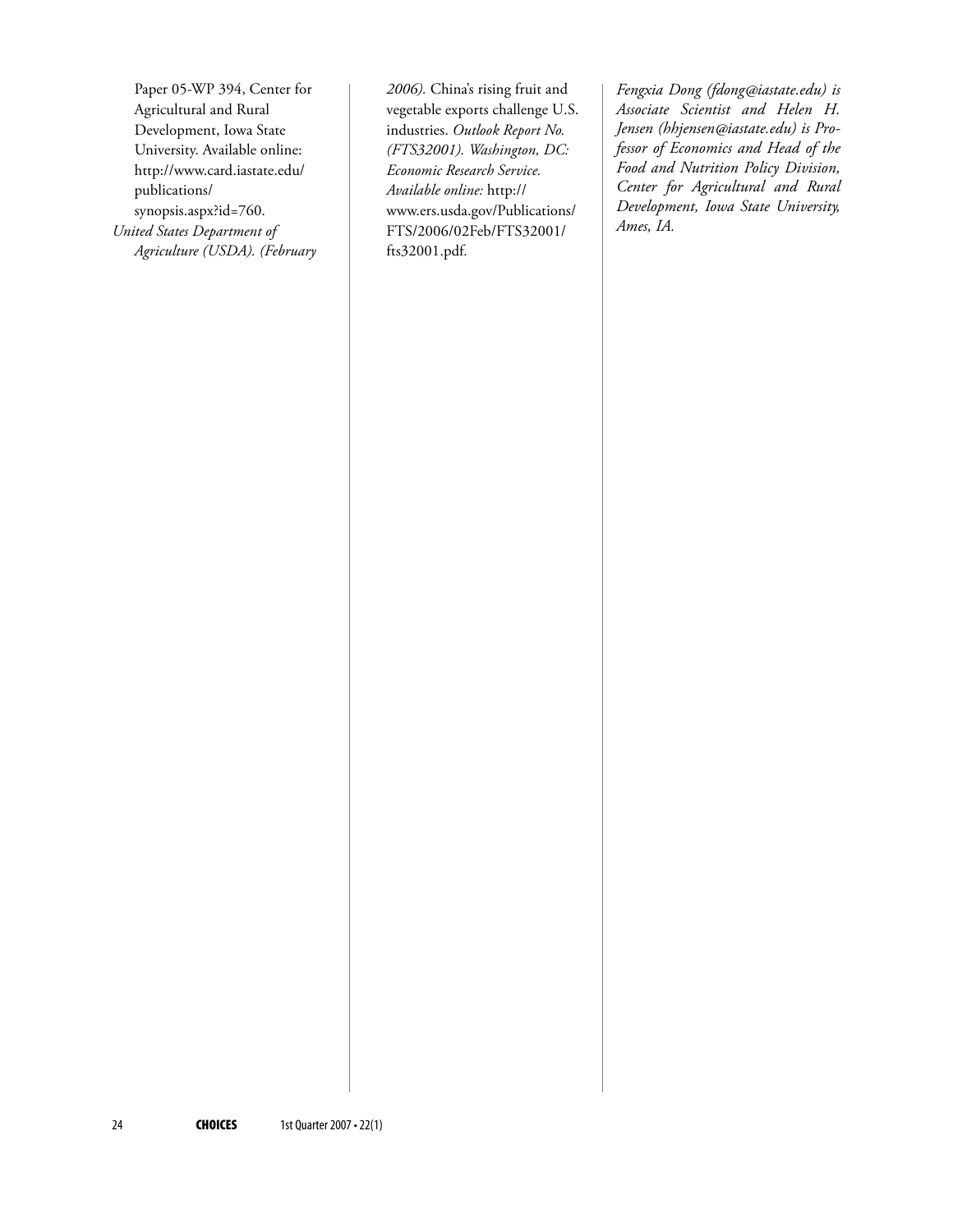Paper 05-WP 394, Center for Agricultural and Rural Development, Iowa State University. Available online: http://www.card.iastate.edu/publications/synopsis.aspx?id=760.

*United States Department of Agriculture (USDA). (February 2006).* China's rising fruit and vegetable exports challenge U.S. industries. *Outlook Report No. (FTS32001). Washington, DC: Economic Research Service. Available online:* http://www.ers.usda.gov/Publications/FTS/2006/02Feb/FTS32001/fts32001.pdf.

*Fengxia Dong (fdong@iastate.edu) is Associate Scientist and Helen H. Jensen (hhjensen@iastate.edu) is Professor of Economics and Head of the Food and Nutrition Policy Division, Center for Agricultural and Rural Development, Iowa State University, Ames, IA.*